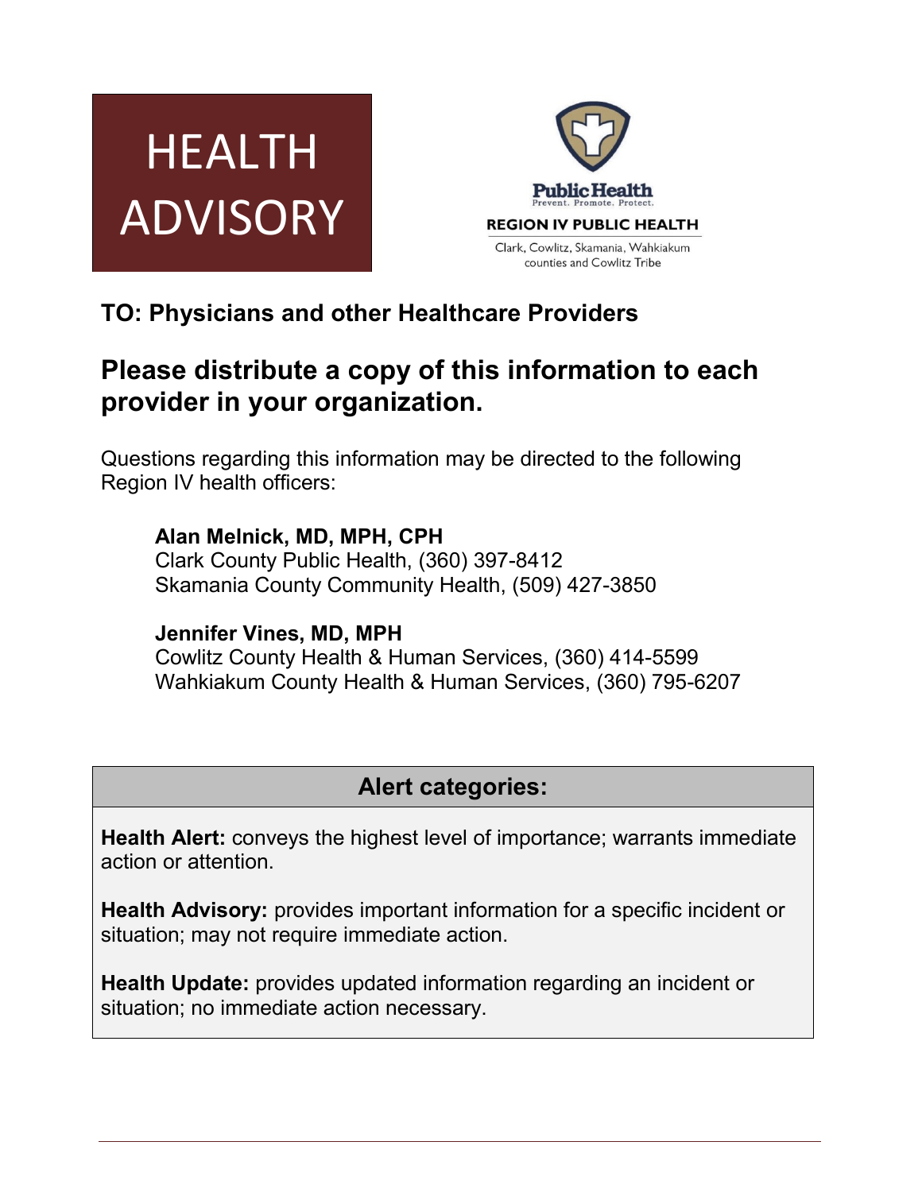# HEALTH ADVISORY

**Public Health**
Prevent. Promote. Protect.

**REGION IV PUBLIC HEALTH**

Clark, Cowlitz, Skamania, Wahkiakum counties and Cowlitz Tribe

## TO: Physicians and other Healthcare Providers

## Please distribute a copy of this information to each provider in your organization.

Questions regarding this information may be directed to the following Region IV health officers:

**Alan Melnick, MD, MPH, CPH**
Clark County Public Health, (360) 397-8412
Skamania County Community Health, (509) 427-3850

**Jennifer Vines, MD, MPH**
Cowlitz County Health & Human Services, (360) 414-5599
Wahkiakum County Health & Human Services, (360) 795-6207

### Alert categories:

**Health Alert:** conveys the highest level of importance; warrants immediate action or attention.

**Health Advisory:** provides important information for a specific incident or situation; may not require immediate action.

**Health Update:** provides updated information regarding an incident or situation; no immediate action necessary.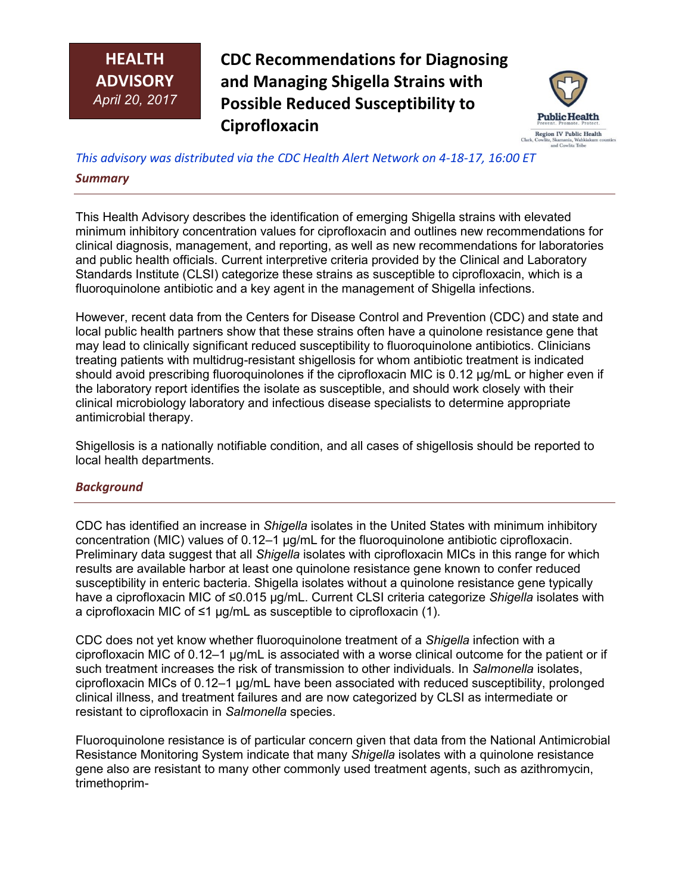**HEALTH ADVISORY**
*April 20, 2017*

# CDC Recommendations for Diagnosing and Managing Shigella Strains with Possible Reduced Susceptibility to Ciprofloxacin

*This advisory was distributed via the CDC Health Alert Network on 4-18-17, 16:00 ET*

## *Summary*

This Health Advisory describes the identification of emerging Shigella strains with elevated minimum inhibitory concentration values for ciprofloxacin and outlines new recommendations for clinical diagnosis, management, and reporting, as well as new recommendations for laboratories and public health officials. Current interpretive criteria provided by the Clinical and Laboratory Standards Institute (CLSI) categorize these strains as susceptible to ciprofloxacin, which is a fluoroquinolone antibiotic and a key agent in the management of Shigella infections.

However, recent data from the Centers for Disease Control and Prevention (CDC) and state and local public health partners show that these strains often have a quinolone resistance gene that may lead to clinically significant reduced susceptibility to fluoroquinolone antibiotics. Clinicians treating patients with multidrug-resistant shigellosis for whom antibiotic treatment is indicated should avoid prescribing fluoroquinolones if the ciprofloxacin MIC is 0.12 µg/mL or higher even if the laboratory report identifies the isolate as susceptible, and should work closely with their clinical microbiology laboratory and infectious disease specialists to determine appropriate antimicrobial therapy.

Shigellosis is a nationally notifiable condition, and all cases of shigellosis should be reported to local health departments.

## *Background*

CDC has identified an increase in *Shigella* isolates in the United States with minimum inhibitory concentration (MIC) values of 0.12–1 µg/mL for the fluoroquinolone antibiotic ciprofloxacin. Preliminary data suggest that all *Shigella* isolates with ciprofloxacin MICs in this range for which results are available harbor at least one quinolone resistance gene known to confer reduced susceptibility in enteric bacteria. Shigella isolates without a quinolone resistance gene typically have a ciprofloxacin MIC of ≤0.015 µg/mL. Current CLSI criteria categorize *Shigella* isolates with a ciprofloxacin MIC of ≤1 µg/mL as susceptible to ciprofloxacin (1).

CDC does not yet know whether fluoroquinolone treatment of a *Shigella* infection with a ciprofloxacin MIC of 0.12–1 µg/mL is associated with a worse clinical outcome for the patient or if such treatment increases the risk of transmission to other individuals. In *Salmonella* isolates, ciprofloxacin MICs of 0.12–1 µg/mL have been associated with reduced susceptibility, prolonged clinical illness, and treatment failures and are now categorized by CLSI as intermediate or resistant to ciprofloxacin in *Salmonella* species.

Fluoroquinolone resistance is of particular concern given that data from the National Antimicrobial Resistance Monitoring System indicate that many *Shigella* isolates with a quinolone resistance gene also are resistant to many other commonly used treatment agents, such as azithromycin, trimethoprim-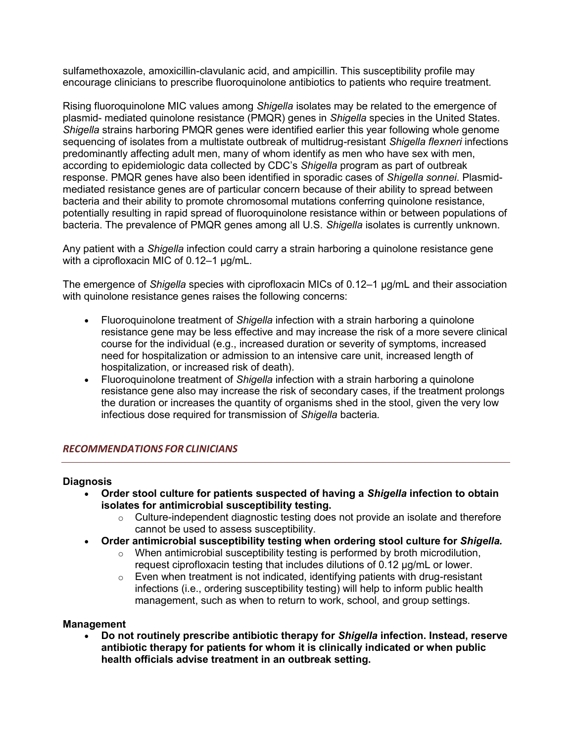sulfamethoxazole, amoxicillin-clavulanic acid, and ampicillin. This susceptibility profile may encourage clinicians to prescribe fluoroquinolone antibiotics to patients who require treatment.

Rising fluoroquinolone MIC values among *Shigella* isolates may be related to the emergence of plasmid- mediated quinolone resistance (PMQR) genes in *Shigella* species in the United States. *Shigella* strains harboring PMQR genes were identified earlier this year following whole genome sequencing of isolates from a multistate outbreak of multidrug-resistant *Shigella flexneri* infections predominantly affecting adult men, many of whom identify as men who have sex with men, according to epidemiologic data collected by CDC's *Shigella* program as part of outbreak response. PMQR genes have also been identified in sporadic cases of *Shigella sonnei*. Plasmid-mediated resistance genes are of particular concern because of their ability to spread between bacteria and their ability to promote chromosomal mutations conferring quinolone resistance, potentially resulting in rapid spread of fluoroquinolone resistance within or between populations of bacteria. The prevalence of PMQR genes among all U.S. *Shigella* isolates is currently unknown.

Any patient with a *Shigella* infection could carry a strain harboring a quinolone resistance gene with a ciprofloxacin MIC of 0.12–1 µg/mL.

The emergence of *Shigella* species with ciprofloxacin MICs of 0.12–1 µg/mL and their association with quinolone resistance genes raises the following concerns:

- Fluoroquinolone treatment of *Shigella* infection with a strain harboring a quinolone resistance gene may be less effective and may increase the risk of a more severe clinical course for the individual (e.g., increased duration or severity of symptoms, increased need for hospitalization or admission to an intensive care unit, increased length of hospitalization, or increased risk of death).
- Fluoroquinolone treatment of *Shigella* infection with a strain harboring a quinolone resistance gene also may increase the risk of secondary cases, if the treatment prolongs the duration or increases the quantity of organisms shed in the stool, given the very low infectious dose required for transmission of *Shigella* bacteria.

## *RECOMMENDATIONS FOR CLINICIANS*

### Diagnosis

- **Order stool culture for patients suspected of having a *Shigella* infection to obtain isolates for antimicrobial susceptibility testing.**
  - Culture-independent diagnostic testing does not provide an isolate and therefore cannot be used to assess susceptibility.
- **Order antimicrobial susceptibility testing when ordering stool culture for *Shigella.***
  - When antimicrobial susceptibility testing is performed by broth microdilution, request ciprofloxacin testing that includes dilutions of 0.12 µg/mL or lower.
  - Even when treatment is not indicated, identifying patients with drug-resistant infections (i.e., ordering susceptibility testing) will help to inform public health management, such as when to return to work, school, and group settings.

### Management

- **Do not routinely prescribe antibiotic therapy for *Shigella* infection. Instead, reserve antibiotic therapy for patients for whom it is clinically indicated or when public health officials advise treatment in an outbreak setting.**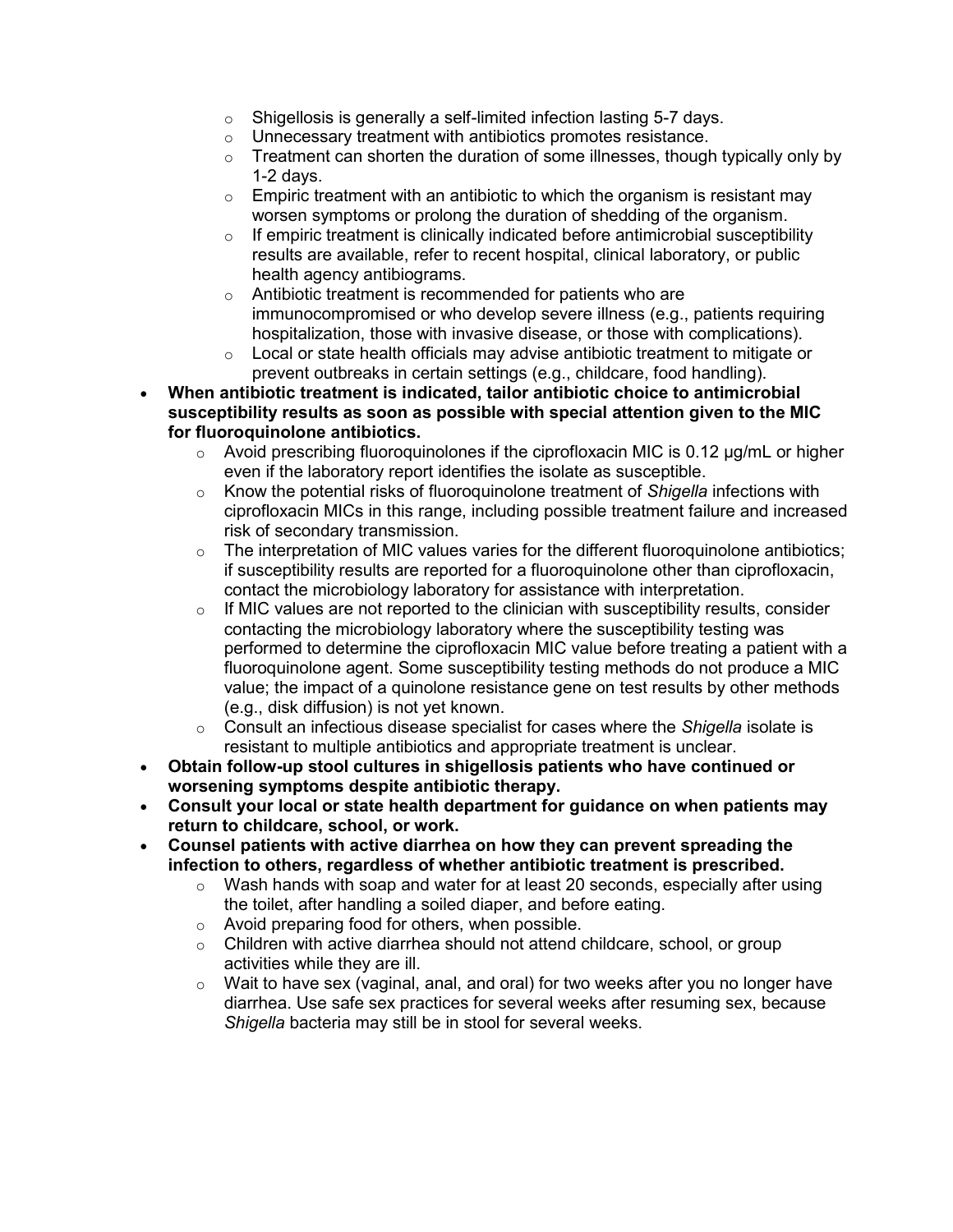- Shigellosis is generally a self-limited infection lasting 5-7 days.
    - Unnecessary treatment with antibiotics promotes resistance.
    - Treatment can shorten the duration of some illnesses, though typically only by 1-2 days.
    - Empiric treatment with an antibiotic to which the organism is resistant may worsen symptoms or prolong the duration of shedding of the organism.
    - If empiric treatment is clinically indicated before antimicrobial susceptibility results are available, refer to recent hospital, clinical laboratory, or public health agency antibiograms.
    - Antibiotic treatment is recommended for patients who are immunocompromised or who develop severe illness (e.g., patients requiring hospitalization, those with invasive disease, or those with complications).
    - Local or state health officials may advise antibiotic treatment to mitigate or prevent outbreaks in certain settings (e.g., childcare, food handling).
- **When antibiotic treatment is indicated, tailor antibiotic choice to antimicrobial susceptibility results as soon as possible with special attention given to the MIC for fluoroquinolone antibiotics.**
    - Avoid prescribing fluoroquinolones if the ciprofloxacin MIC is 0.12 µg/mL or higher even if the laboratory report identifies the isolate as susceptible.
    - Know the potential risks of fluoroquinolone treatment of *Shigella* infections with ciprofloxacin MICs in this range, including possible treatment failure and increased risk of secondary transmission.
    - The interpretation of MIC values varies for the different fluoroquinolone antibiotics; if susceptibility results are reported for a fluoroquinolone other than ciprofloxacin, contact the microbiology laboratory for assistance with interpretation.
    - If MIC values are not reported to the clinician with susceptibility results, consider contacting the microbiology laboratory where the susceptibility testing was performed to determine the ciprofloxacin MIC value before treating a patient with a fluoroquinolone agent. Some susceptibility testing methods do not produce a MIC value; the impact of a quinolone resistance gene on test results by other methods (e.g., disk diffusion) is not yet known.
    - Consult an infectious disease specialist for cases where the *Shigella* isolate is resistant to multiple antibiotics and appropriate treatment is unclear.
- **Obtain follow-up stool cultures in shigellosis patients who have continued or worsening symptoms despite antibiotic therapy.**
- **Consult your local or state health department for guidance on when patients may return to childcare, school, or work.**
- **Counsel patients with active diarrhea on how they can prevent spreading the infection to others, regardless of whether antibiotic treatment is prescribed.**
    - Wash hands with soap and water for at least 20 seconds, especially after using the toilet, after handling a soiled diaper, and before eating.
    - Avoid preparing food for others, when possible.
    - Children with active diarrhea should not attend childcare, school, or group activities while they are ill.
    - Wait to have sex (vaginal, anal, and oral) for two weeks after you no longer have diarrhea. Use safe sex practices for several weeks after resuming sex, because *Shigella* bacteria may still be in stool for several weeks.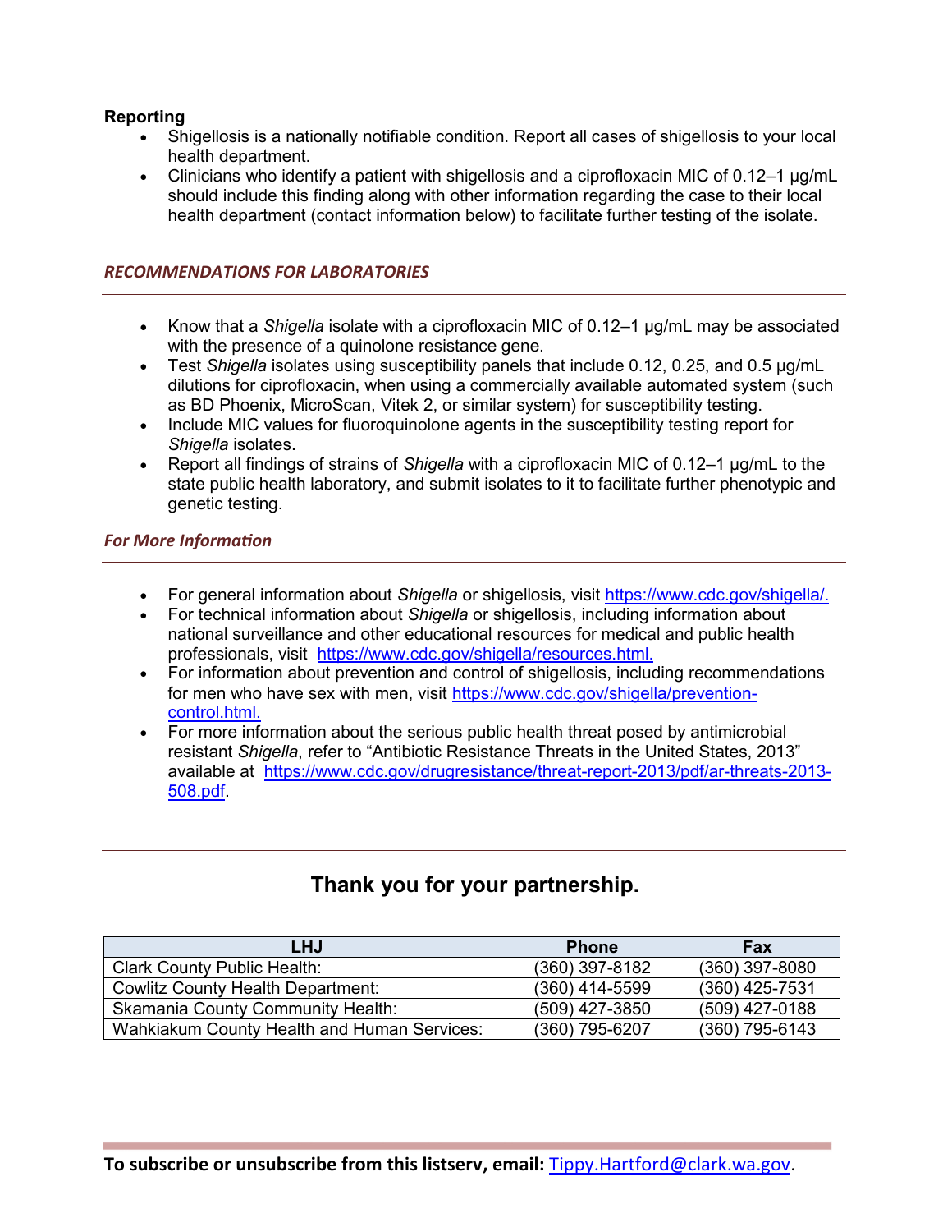**Reporting**

- Shigellosis is a nationally notifiable condition. Report all cases of shigellosis to your local health department.
- Clinicians who identify a patient with shigellosis and a ciprofloxacin MIC of 0.12–1 µg/mL should include this finding along with other information regarding the case to their local health department (contact information below) to facilitate further testing of the isolate.

## *RECOMMENDATIONS FOR LABORATORIES*

- Know that a *Shigella* isolate with a ciprofloxacin MIC of 0.12–1 µg/mL may be associated with the presence of a quinolone resistance gene.
- Test *Shigella* isolates using susceptibility panels that include 0.12, 0.25, and 0.5 µg/mL dilutions for ciprofloxacin, when using a commercially available automated system (such as BD Phoenix, MicroScan, Vitek 2, or similar system) for susceptibility testing.
- Include MIC values for fluoroquinolone agents in the susceptibility testing report for *Shigella* isolates.
- Report all findings of strains of *Shigella* with a ciprofloxacin MIC of 0.12–1 µg/mL to the state public health laboratory, and submit isolates to it to facilitate further phenotypic and genetic testing.

## *For More Information*

- For general information about *Shigella* or shigellosis, visit https://www.cdc.gov/shigella/.
- For technical information about *Shigella* or shigellosis, including information about national surveillance and other educational resources for medical and public health professionals, visit https://www.cdc.gov/shigella/resources.html.
- For information about prevention and control of shigellosis, including recommendations for men who have sex with men, visit https://www.cdc.gov/shigella/prevention-control.html.
- For more information about the serious public health threat posed by antimicrobial resistant *Shigella*, refer to "Antibiotic Resistance Threats in the United States, 2013" available at https://www.cdc.gov/drugresistance/threat-report-2013/pdf/ar-threats-2013-508.pdf.

## Thank you for your partnership.

| LHJ | Phone | Fax |
|---|---|---|
| Clark County Public Health: | (360) 397-8182 | (360) 397-8080 |
| Cowlitz County Health Department: | (360) 414-5599 | (360) 425-7531 |
| Skamania County Community Health: | (509) 427-3850 | (509) 427-0188 |
| Wahkiakum County Health and Human Services: | (360) 795-6207 | (360) 795-6143 |

**To subscribe or unsubscribe from this listserv, email:** Tippy.Hartford@clark.wa.gov.